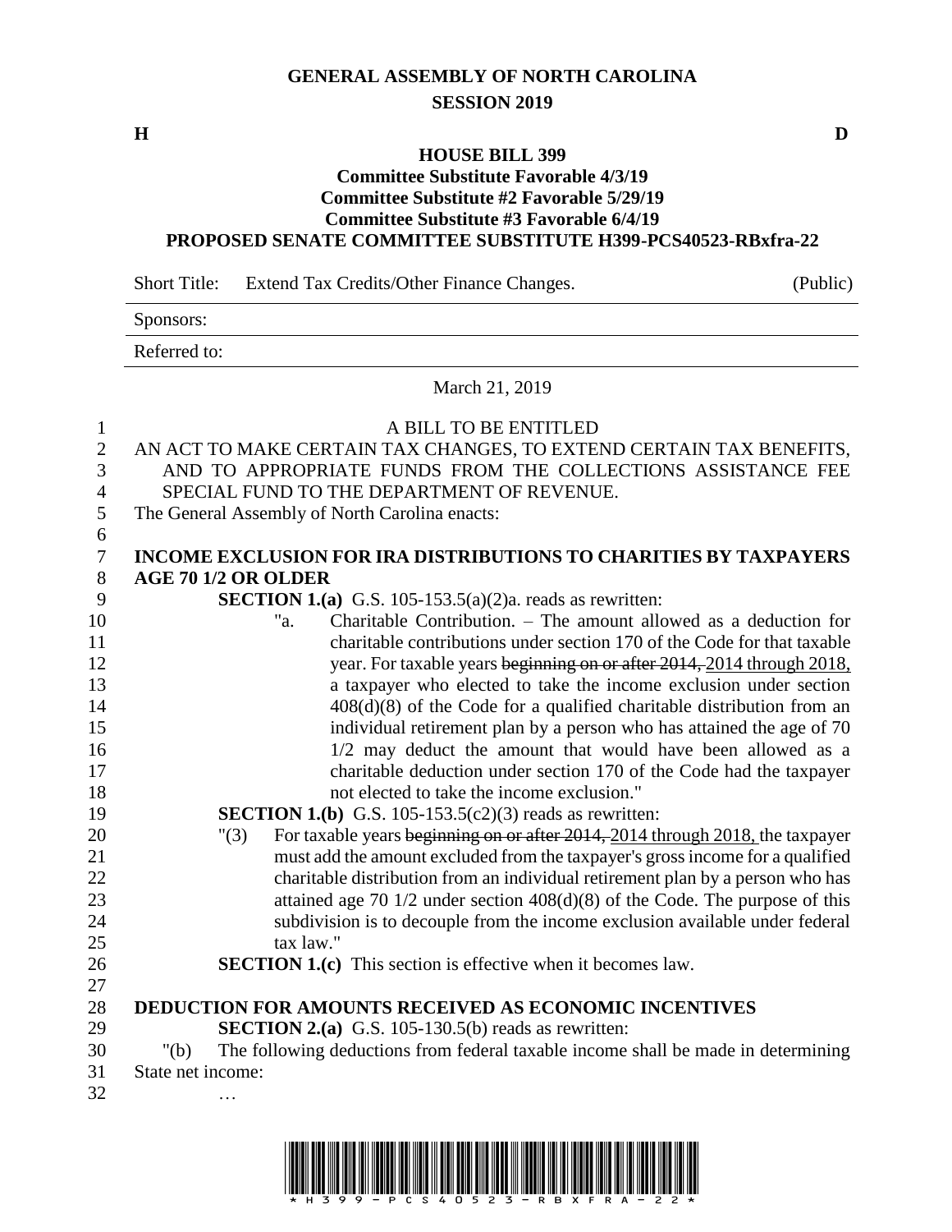# GENERAL ASSEMBLY OF NORTH CAROLINA
## SESSION 2019

**H** **D**

### HOUSE BILL 399
**Committee Substitute Favorable 4/3/19**
**Committee Substitute #2 Favorable 5/29/19**
**Committee Substitute #3 Favorable 6/4/19**
**PROPOSED SENATE COMMITTEE SUBSTITUTE H399-PCS40523-RBxfra-22**

Short Title: Extend Tax Credits/Other Finance Changes. (Public)

Sponsors:

Referred to:

March 21, 2019

A BILL TO BE ENTITLED

AN ACT TO MAKE CERTAIN TAX CHANGES, TO EXTEND CERTAIN TAX BENEFITS, AND TO APPROPRIATE FUNDS FROM THE COLLECTIONS ASSISTANCE FEE SPECIAL FUND TO THE DEPARTMENT OF REVENUE.

The General Assembly of North Carolina enacts:

**INCOME EXCLUSION FOR IRA DISTRIBUTIONS TO CHARITIES BY TAXPAYERS AGE 70 1/2 OR OLDER**

**SECTION 1.(a)** G.S. 105-153.5(a)(2)a. reads as rewritten:

"a. Charitable Contribution. – The amount allowed as a deduction for charitable contributions under section 170 of the Code for that taxable year. For taxable years ~~beginning on or after 2014,~~ 2014 through 2018, a taxpayer who elected to take the income exclusion under section 408(d)(8) of the Code for a qualified charitable distribution from an individual retirement plan by a person who has attained the age of 70 1/2 may deduct the amount that would have been allowed as a charitable deduction under section 170 of the Code had the taxpayer not elected to take the income exclusion."

**SECTION 1.(b)** G.S. 105-153.5(c2)(3) reads as rewritten:

"(3) For taxable years ~~beginning on or after 2014,~~ 2014 through 2018, the taxpayer must add the amount excluded from the taxpayer's gross income for a qualified charitable distribution from an individual retirement plan by a person who has attained age 70 1/2 under section 408(d)(8) of the Code. The purpose of this subdivision is to decouple from the income exclusion available under federal tax law."

**SECTION 1.(c)** This section is effective when it becomes law.

**DEDUCTION FOR AMOUNTS RECEIVED AS ECONOMIC INCENTIVES**

**SECTION 2.(a)** G.S. 105-130.5(b) reads as rewritten:

"(b) The following deductions from federal taxable income shall be made in determining State net income:

…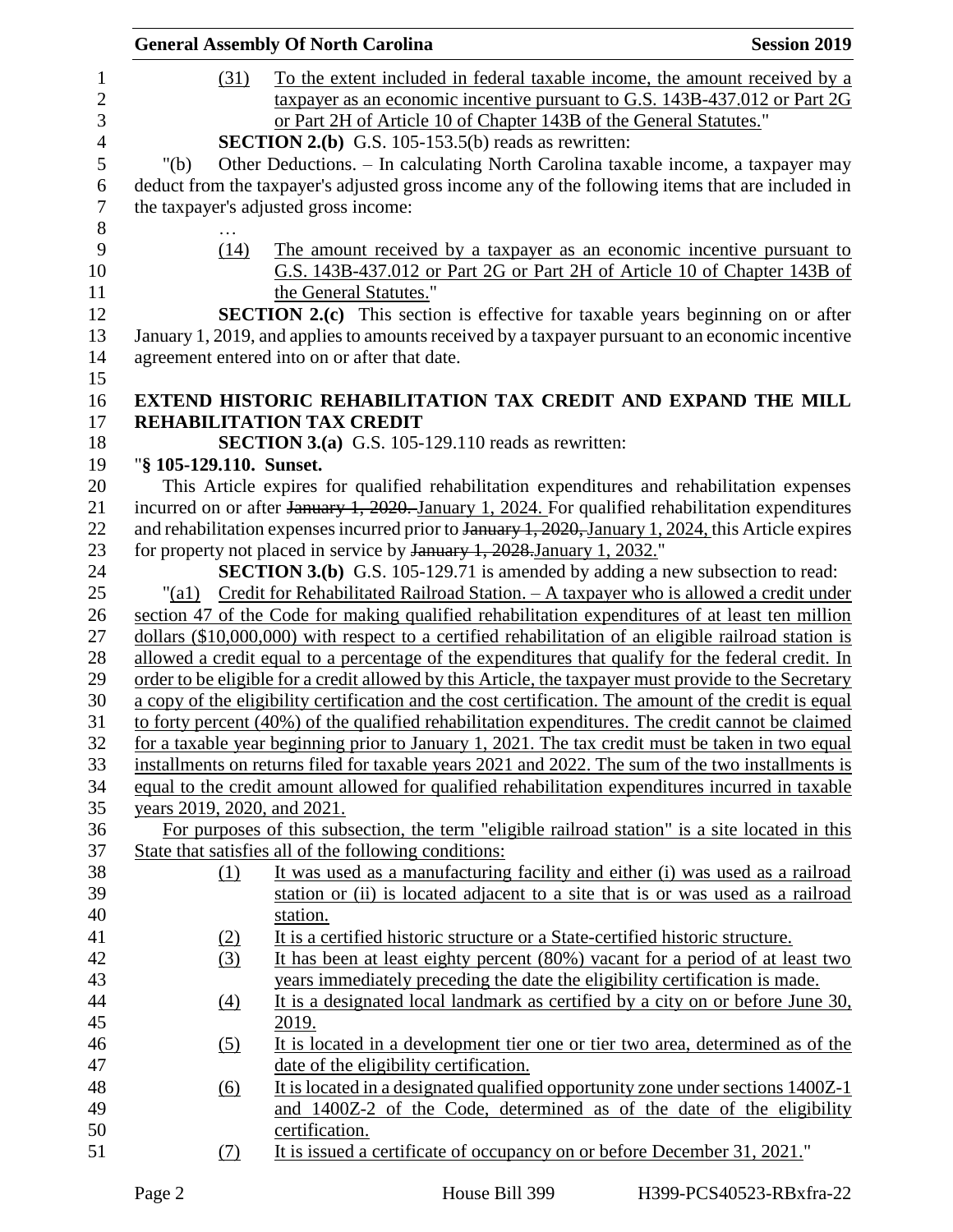(31) To the extent included in federal taxable income, the amount received by a taxpayer as an economic incentive pursuant to G.S. 143B-437.012 or Part 2G or Part 2H of Article 10 of Chapter 143B of the General Statutes."

**SECTION 2.(b)** G.S. 105-153.5(b) reads as rewritten:

"(b) Other Deductions. – In calculating North Carolina taxable income, a taxpayer may deduct from the taxpayer's adjusted gross income any of the following items that are included in the taxpayer's adjusted gross income:

…

(14) The amount received by a taxpayer as an economic incentive pursuant to G.S. 143B-437.012 or Part 2G or Part 2H of Article 10 of Chapter 143B of the General Statutes."

**SECTION 2.(c)** This section is effective for taxable years beginning on or after January 1, 2019, and applies to amounts received by a taxpayer pursuant to an economic incentive agreement entered into on or after that date.

**EXTEND HISTORIC REHABILITATION TAX CREDIT AND EXPAND THE MILL REHABILITATION TAX CREDIT**

**SECTION 3.(a)** G.S. 105-129.110 reads as rewritten:

"**§ 105-129.110. Sunset.**

This Article expires for qualified rehabilitation expenditures and rehabilitation expenses incurred on or after ~~January 1, 2020.~~ January 1, 2024. For qualified rehabilitation expenditures and rehabilitation expenses incurred prior to ~~January 1, 2020,~~ January 1, 2024, this Article expires for property not placed in service by ~~January 1, 2028.~~ January 1, 2032."

**SECTION 3.(b)** G.S. 105-129.71 is amended by adding a new subsection to read:

"(a1) Credit for Rehabilitated Railroad Station. – A taxpayer who is allowed a credit under section 47 of the Code for making qualified rehabilitation expenditures of at least ten million dollars ($10,000,000) with respect to a certified rehabilitation of an eligible railroad station is allowed a credit equal to a percentage of the expenditures that qualify for the federal credit. In order to be eligible for a credit allowed by this Article, the taxpayer must provide to the Secretary a copy of the eligibility certification and the cost certification. The amount of the credit is equal to forty percent (40%) of the qualified rehabilitation expenditures. The credit cannot be claimed for a taxable year beginning prior to January 1, 2021. The tax credit must be taken in two equal installments on returns filed for taxable years 2021 and 2022. The sum of the two installments is equal to the credit amount allowed for qualified rehabilitation expenditures incurred in taxable years 2019, 2020, and 2021.

For purposes of this subsection, the term "eligible railroad station" is a site located in this State that satisfies all of the following conditions:

(1) It was used as a manufacturing facility and either (i) was used as a railroad station or (ii) is located adjacent to a site that is or was used as a railroad station.

(2) It is a certified historic structure or a State-certified historic structure.

(3) It has been at least eighty percent (80%) vacant for a period of at least two years immediately preceding the date the eligibility certification is made.

(4) It is a designated local landmark as certified by a city on or before June 30, 2019.

(5) It is located in a development tier one or tier two area, determined as of the date of the eligibility certification.

(6) It is located in a designated qualified opportunity zone under sections 1400Z-1 and 1400Z-2 of the Code, determined as of the date of the eligibility certification.

(7) It is issued a certificate of occupancy on or before December 31, 2021."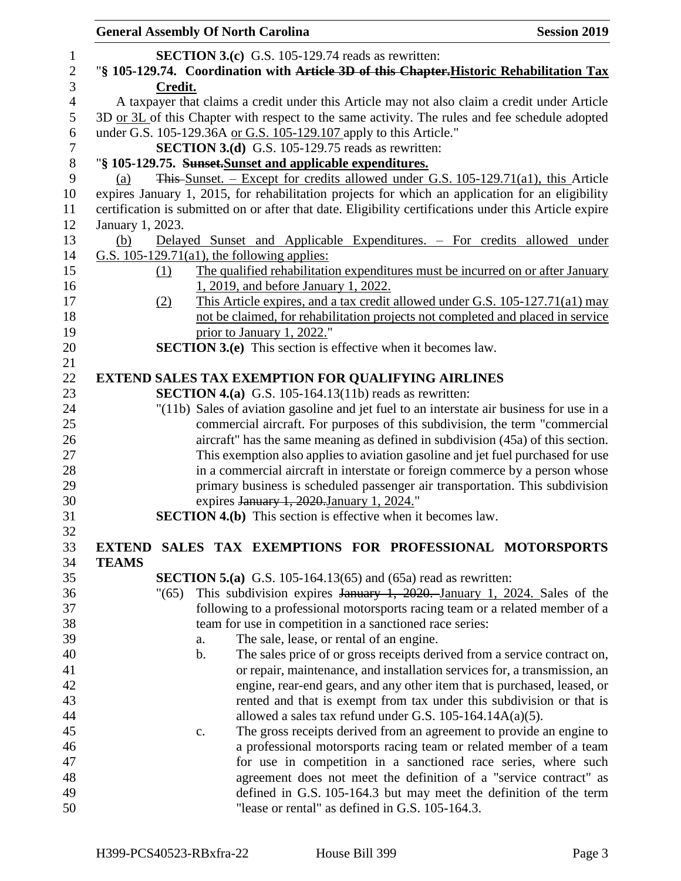**SECTION 3.(c)** G.S. 105-129.74 reads as rewritten:

"**§ 105-129.74. Coordination with ~~Article 3D of this Chapter.~~Historic Rehabilitation Tax Credit.**

A taxpayer that claims a credit under this Article may not also claim a credit under Article 3D or 3L of this Chapter with respect to the same activity. The rules and fee schedule adopted under G.S. 105-129.36A or G.S. 105-129.107 apply to this Article."

**SECTION 3.(d)** G.S. 105-129.75 reads as rewritten:

"**§ 105-129.75. ~~Sunset.~~Sunset and applicable expenditures.**

(a) ~~This~~ Sunset. – Except for credits allowed under G.S. 105-129.71(a1), this Article expires January 1, 2015, for rehabilitation projects for which an application for an eligibility certification is submitted on or after that date. Eligibility certifications under this Article expire January 1, 2023.

(b) Delayed Sunset and Applicable Expenditures. – For credits allowed under G.S. 105-129.71(a1), the following applies:

(1) The qualified rehabilitation expenditures must be incurred on or after January 1, 2019, and before January 1, 2022.

(2) This Article expires, and a tax credit allowed under G.S. 105-127.71(a1) may not be claimed, for rehabilitation projects not completed and placed in service prior to January 1, 2022."

**SECTION 3.(e)** This section is effective when it becomes law.

## EXTEND SALES TAX EXEMPTION FOR QUALIFYING AIRLINES

**SECTION 4.(a)** G.S. 105-164.13(11b) reads as rewritten:

"(11b) Sales of aviation gasoline and jet fuel to an interstate air business for use in a commercial aircraft. For purposes of this subdivision, the term "commercial aircraft" has the same meaning as defined in subdivision (45a) of this section. This exemption also applies to aviation gasoline and jet fuel purchased for use in a commercial aircraft in interstate or foreign commerce by a person whose primary business is scheduled passenger air transportation. This subdivision expires ~~January 1, 2020.~~January 1, 2024."

**SECTION 4.(b)** This section is effective when it becomes law.

## EXTEND SALES TAX EXEMPTIONS FOR PROFESSIONAL MOTORSPORTS TEAMS

**SECTION 5.(a)** G.S. 105-164.13(65) and (65a) read as rewritten:

"(65) This subdivision expires ~~January 1, 2020.~~ January 1, 2024. Sales of the following to a professional motorsports racing team or a related member of a team for use in competition in a sanctioned race series:

a. The sale, lease, or rental of an engine.

b. The sales price of or gross receipts derived from a service contract on, or repair, maintenance, and installation services for, a transmission, an engine, rear-end gears, and any other item that is purchased, leased, or rented and that is exempt from tax under this subdivision or that is allowed a sales tax refund under G.S. 105-164.14A(a)(5).

c. The gross receipts derived from an agreement to provide an engine to a professional motorsports racing team or related member of a team for use in competition in a sanctioned race series, where such agreement does not meet the definition of a "service contract" as defined in G.S. 105-164.3 but may meet the definition of the term "lease or rental" as defined in G.S. 105-164.3.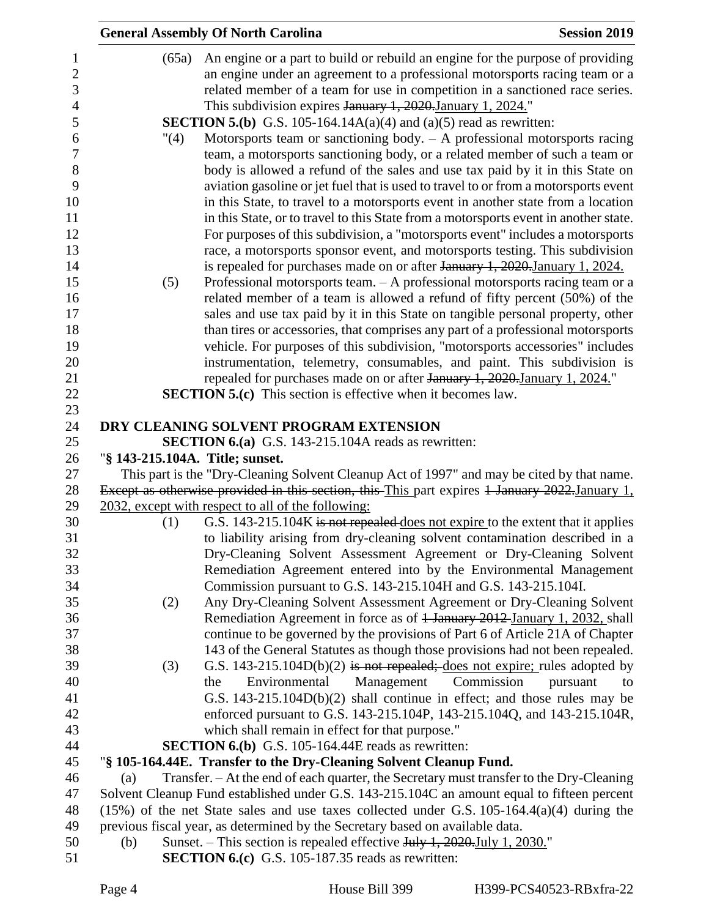(65a) An engine or a part to build or rebuild an engine for the purpose of providing an engine under an agreement to a professional motorsports racing team or a related member of a team for use in competition in a sanctioned race series. This subdivision expires ~~January 1, 2020.~~January 1, 2024."

**SECTION 5.(b)** G.S. 105-164.14A(a)(4) and (a)(5) read as rewritten:

"(4) Motorsports team or sanctioning body. – A professional motorsports racing team, a motorsports sanctioning body, or a related member of such a team or body is allowed a refund of the sales and use tax paid by it in this State on aviation gasoline or jet fuel that is used to travel to or from a motorsports event in this State, to travel to a motorsports event in another state from a location in this State, or to travel to this State from a motorsports event in another state. For purposes of this subdivision, a "motorsports event" includes a motorsports race, a motorsports sponsor event, and motorsports testing. This subdivision is repealed for purchases made on or after ~~January 1, 2020.~~January 1, 2024.

(5) Professional motorsports team. – A professional motorsports racing team or a related member of a team is allowed a refund of fifty percent (50%) of the sales and use tax paid by it in this State on tangible personal property, other than tires or accessories, that comprises any part of a professional motorsports vehicle. For purposes of this subdivision, "motorsports accessories" includes instrumentation, telemetry, consumables, and paint. This subdivision is repealed for purchases made on or after ~~January 1, 2020.~~January 1, 2024."

**SECTION 5.(c)** This section is effective when it becomes law.

**DRY CLEANING SOLVENT PROGRAM EXTENSION**

**SECTION 6.(a)** G.S. 143-215.104A reads as rewritten:

"**§ 143-215.104A. Title; sunset.**

This part is the "Dry-Cleaning Solvent Cleanup Act of 1997" and may be cited by that name. ~~Except as otherwise provided in this section, this~~ This part expires ~~1 January 2022.~~January 1, 2032, except with respect to all of the following:

(1) G.S. 143-215.104K ~~is not repealed~~ does not expire to the extent that it applies to liability arising from dry-cleaning solvent contamination described in a Dry-Cleaning Solvent Assessment Agreement or Dry-Cleaning Solvent Remediation Agreement entered into by the Environmental Management Commission pursuant to G.S. 143-215.104H and G.S. 143-215.104I.

(2) Any Dry-Cleaning Solvent Assessment Agreement or Dry-Cleaning Solvent Remediation Agreement in force as of ~~1 January 2012~~ January 1, 2032, shall continue to be governed by the provisions of Part 6 of Article 21A of Chapter 143 of the General Statutes as though those provisions had not been repealed.

(3) G.S. 143-215.104D(b)(2) ~~is not repealed;~~ does not expire; rules adopted by the Environmental Management Commission pursuant to G.S. 143-215.104D(b)(2) shall continue in effect; and those rules may be enforced pursuant to G.S. 143-215.104P, 143-215.104Q, and 143-215.104R, which shall remain in effect for that purpose."

**SECTION 6.(b)** G.S. 105-164.44E reads as rewritten:

"**§ 105-164.44E. Transfer to the Dry-Cleaning Solvent Cleanup Fund.**

(a) Transfer. – At the end of each quarter, the Secretary must transfer to the Dry-Cleaning Solvent Cleanup Fund established under G.S. 143-215.104C an amount equal to fifteen percent (15%) of the net State sales and use taxes collected under G.S. 105-164.4(a)(4) during the previous fiscal year, as determined by the Secretary based on available data.

(b) Sunset. – This section is repealed effective ~~July 1, 2020.~~July 1, 2030."

**SECTION 6.(c)** G.S. 105-187.35 reads as rewritten: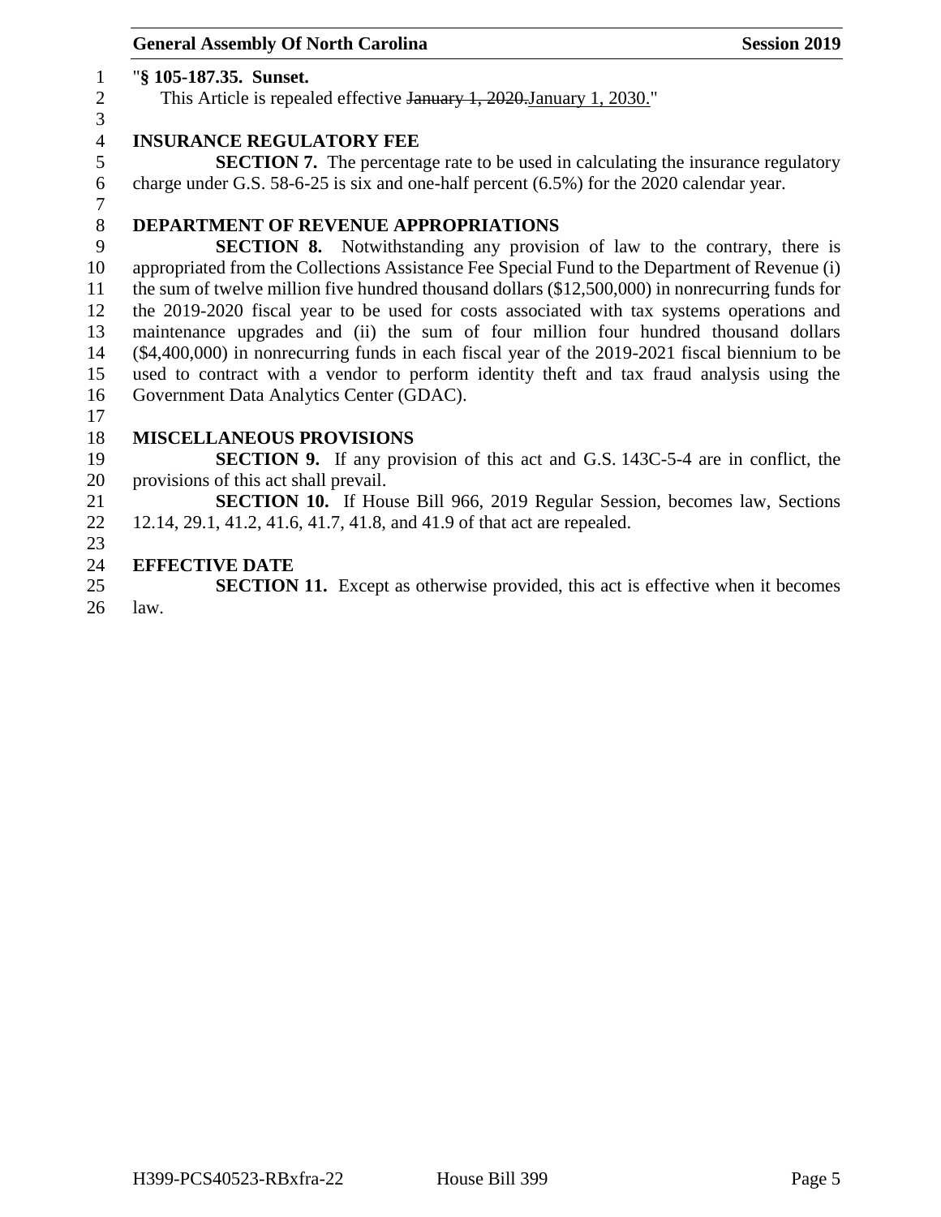"**§ 105-187.35. Sunset.**

This Article is repealed effective ~~January 1, 2020.~~<u>January 1, 2030.</u>"

**INSURANCE REGULATORY FEE**

**SECTION 7.** The percentage rate to be used in calculating the insurance regulatory charge under G.S. 58-6-25 is six and one-half percent (6.5%) for the 2020 calendar year.

**DEPARTMENT OF REVENUE APPROPRIATIONS**

**SECTION 8.** Notwithstanding any provision of law to the contrary, there is appropriated from the Collections Assistance Fee Special Fund to the Department of Revenue (i) the sum of twelve million five hundred thousand dollars ($12,500,000) in nonrecurring funds for the 2019-2020 fiscal year to be used for costs associated with tax systems operations and maintenance upgrades and (ii) the sum of four million four hundred thousand dollars ($4,400,000) in nonrecurring funds in each fiscal year of the 2019-2021 fiscal biennium to be used to contract with a vendor to perform identity theft and tax fraud analysis using the Government Data Analytics Center (GDAC).

**MISCELLANEOUS PROVISIONS**

**SECTION 9.** If any provision of this act and G.S. 143C-5-4 are in conflict, the provisions of this act shall prevail.

**SECTION 10.** If House Bill 966, 2019 Regular Session, becomes law, Sections 12.14, 29.1, 41.2, 41.6, 41.7, 41.8, and 41.9 of that act are repealed.

**EFFECTIVE DATE**

**SECTION 11.** Except as otherwise provided, this act is effective when it becomes law.